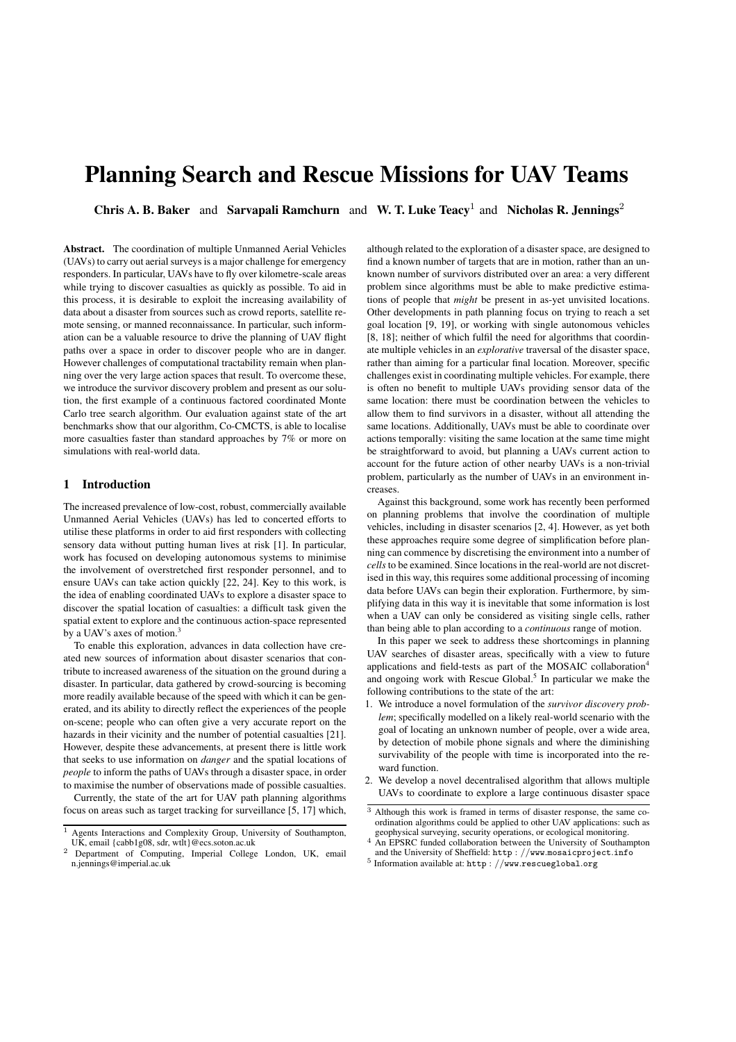# Planning Search and Rescue Missions for UAV Teams

**Chris A. B. Baker** and **Sarvapali Ramchurn** and **W. T. Luke Teacy**[1] and **Nicholas R. Jennings**[2]

**Abstract.** The coordination of multiple Unmanned Aerial Vehicles (UAVs) to carry out aerial surveys is a major challenge for emergency responders. In particular, UAVs have to fly over kilometre-scale areas while trying to discover casualties as quickly as possible. To aid in this process, it is desirable to exploit the increasing availability of data about a disaster from sources such as crowd reports, satellite remote sensing, or manned reconnaissance. In particular, such information can be a valuable resource to drive the planning of UAV flight paths over a space in order to discover people who are in danger. However challenges of computational tractability remain when planning over the very large action spaces that result. To overcome these, we introduce the survivor discovery problem and present as our solution, the first example of a continuous factored coordinated Monte Carlo tree search algorithm. Our evaluation against state of the art benchmarks show that our algorithm, Co-CMCTS, is able to localise more casualties faster than standard approaches by 7% or more on simulations with real-world data.

## 1 Introduction

The increased prevalence of low-cost, robust, commercially available Unmanned Aerial Vehicles (UAVs) has led to concerted efforts to utilise these platforms in order to aid first responders with collecting sensory data without putting human lives at risk [1]. In particular, work has focused on developing autonomous systems to minimise the involvement of overstretched first responder personnel, and to ensure UAVs can take action quickly [22, 24]. Key to this work, is the idea of enabling coordinated UAVs to explore a disaster space to discover the spatial location of casualties: a difficult task given the spatial extent to explore and the continuous action-space represented by a UAV's axes of motion.[3]

To enable this exploration, advances in data collection have created new sources of information about disaster scenarios that contribute to increased awareness of the situation on the ground during a disaster. In particular, data gathered by crowd-sourcing is becoming more readily available because of the speed with which it can be generated, and its ability to directly reflect the experiences of the people on-scene; people who can often give a very accurate report on the hazards in their vicinity and the number of potential casualties [21]. However, despite these advancements, at present there is little work that seeks to use information on *danger* and the spatial locations of *people* to inform the paths of UAVs through a disaster space, in order to maximise the number of observations made of possible casualties.

Currently, the state of the art for UAV path planning algorithms focus on areas such as target tracking for surveillance [5, 17] which, although related to the exploration of a disaster space, are designed to find a known number of targets that are in motion, rather than an unknown number of survivors distributed over an area: a very different problem since algorithms must be able to make predictive estimations of people that *might* be present in as-yet unvisited locations. Other developments in path planning focus on trying to reach a set goal location [9, 19], or working with single autonomous vehicles [8, 18]; neither of which fulfil the need for algorithms that coordinate multiple vehicles in an *explorative* traversal of the disaster space, rather than aiming for a particular final location. Moreover, specific challenges exist in coordinating multiple vehicles. For example, there is often no benefit to multiple UAVs providing sensor data of the same location: there must be coordination between the vehicles to allow them to find survivors in a disaster, without all attending the same locations. Additionally, UAVs must be able to coordinate over actions temporally: visiting the same location at the same time might be straightforward to avoid, but planning a UAVs current action to account for the future action of other nearby UAVs is a non-trivial problem, particularly as the number of UAVs in an environment increases.

Against this background, some work has recently been performed on planning problems that involve the coordination of multiple vehicles, including in disaster scenarios [2, 4]. However, as yet both these approaches require some degree of simplification before planning can commence by discretising the environment into a number of *cells* to be examined. Since locations in the real-world are not discretised in this way, this requires some additional processing of incoming data before UAVs can begin their exploration. Furthermore, by simplifying data in this way it is inevitable that some information is lost when a UAV can only be considered as visiting single cells, rather than being able to plan according to a *continuous* range of motion.

In this paper we seek to address these shortcomings in planning UAV searches of disaster areas, specifically with a view to future applications and field-tests as part of the MOSAIC collaboration[4] and ongoing work with Rescue Global.[5] In particular we make the following contributions to the state of the art:

1. We introduce a novel formulation of the *survivor discovery problem*; specifically modelled on a likely real-world scenario with the goal of locating an unknown number of people, over a wide area, by detection of mobile phone signals and where the diminishing survivability of the people with time is incorporated into the reward function.
2. We develop a novel decentralised algorithm that allows multiple UAVs to coordinate to explore a large continuous disaster space

---

[1] Agents Interactions and Complexity Group, University of Southampton, UK, email {cabb1g08, sdr, wtlt}@ecs.soton.ac.uk

[2] Department of Computing, Imperial College London, UK, email n.jennings@imperial.ac.uk

[3] Although this work is framed in terms of disaster response, the same coordination algorithms could be applied to other UAV applications: such as geophysical surveying, security operations, or ecological monitoring.

[4] An EPSRC funded collaboration between the University of Southampton and the University of Sheffield: http://www.mosaicproject.info

[5] Information available at: http://www.rescueglobal.org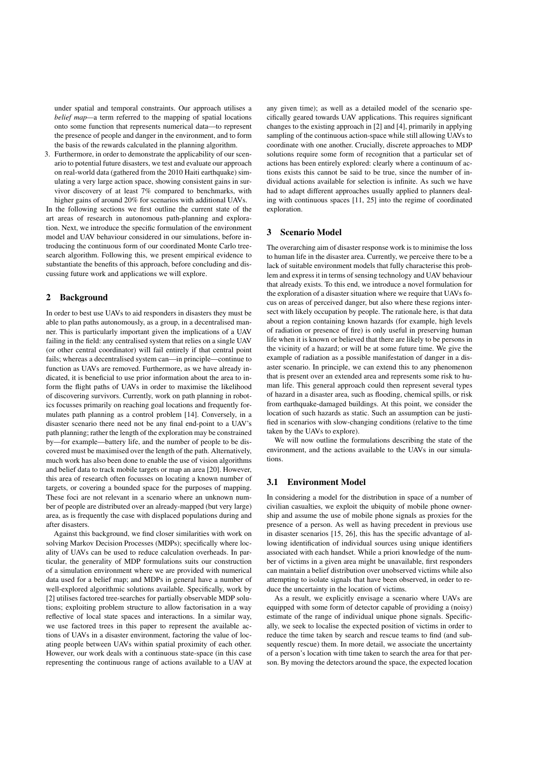under spatial and temporal constraints. Our approach utilises a *belief map*—a term referred to the mapping of spatial locations onto some function that represents numerical data—to represent the presence of people and danger in the environment, and to form the basis of the rewards calculated in the planning algorithm.

3. Furthermore, in order to demonstrate the applicability of our scenario to potential future disasters, we test and evaluate our approach on real-world data (gathered from the 2010 Haiti earthquake) simulating a very large action space, showing consistent gains in survivor discovery of at least 7% compared to benchmarks, with higher gains of around 20% for scenarios with additional UAVs.

In the following sections we first outline the current state of the art areas of research in autonomous path-planning and exploration. Next, we introduce the specific formulation of the environment model and UAV behaviour considered in our simulations, before introducing the continuous form of our coordinated Monte Carlo tree-search algorithm. Following this, we present empirical evidence to substantiate the benefits of this approach, before concluding and discussing future work and applications we will explore.

## 2 Background

In order to best use UAVs to aid responders in disasters they must be able to plan paths autonomously, as a group, in a decentralised manner. This is particularly important given the implications of a UAV failing in the field: any centralised system that relies on a single UAV (or other central coordinator) will fail entirely if that central point fails; whereas a decentralised system can—in principle—continue to function as UAVs are removed. Furthermore, as we have already indicated, it is beneficial to use prior information about the area to inform the flight paths of UAVs in order to maximise the likelihood of discovering survivors. Currently, work on path planning in robotics focusses primarily on reaching goal locations and frequently formulates path planning as a control problem [14]. Conversely, in a disaster scenario there need not be any final end-point to a UAV's path planning; rather the length of the exploration may be constrained by—for example—battery life, and the number of people to be discovered must be maximised over the length of the path. Alternatively, much work has also been done to enable the use of vision algorithms and belief data to track mobile targets or map an area [20]. However, this area of research often focusses on locating a known number of targets, or covering a bounded space for the purposes of mapping. These foci are not relevant in a scenario where an unknown number of people are distributed over an already-mapped (but very large) area, as is frequently the case with displaced populations during and after disasters.

Against this background, we find closer similarities with work on solving Markov Decision Processes (MDPs); specifically where locality of UAVs can be used to reduce calculation overheads. In particular, the generality of MDP formulations suits our construction of a simulation environment where we are provided with numerical data used for a belief map; and MDPs in general have a number of well-explored algorithmic solutions available. Specifically, work by [2] utilises factored tree-searches for partially observable MDP solutions; exploiting problem structure to allow factorisation in a way reflective of local state spaces and interactions. In a similar way, we use factored trees in this paper to represent the available actions of UAVs in a disaster environment, factoring the value of locating people between UAVs within spatial proximity of each other. However, our work deals with a continuous state-space (in this case representing the continuous range of actions available to a UAV at any given time); as well as a detailed model of the scenario specifically geared towards UAV applications. This requires significant changes to the existing approach in [2] and [4], primarily in applying sampling of the continuous action-space while still allowing UAVs to coordinate with one another. Crucially, discrete approaches to MDP solutions require some form of recognition that a particular set of actions has been entirely explored: clearly where a continuum of actions exists this cannot be said to be true, since the number of individual actions available for selection is infinite. As such we have had to adapt different approaches usually applied to planners dealing with continuous spaces [11, 25] into the regime of coordinated exploration.

## 3 Scenario Model

The overarching aim of disaster response work is to minimise the loss to human life in the disaster area. Currently, we perceive there to be a lack of suitable environment models that fully characterise this problem and express it in terms of sensing technology and UAV behaviour that already exists. To this end, we introduce a novel formulation for the exploration of a disaster situation where we require that UAVs focus on areas of perceived danger, but also where these regions intersect with likely occupation by people. The rationale here, is that data about a region containing known hazards (for example, high levels of radiation or presence of fire) is only useful in preserving human life when it is known or believed that there are likely to be persons in the vicinity of a hazard; or will be at some future time. We give the example of radiation as a possible manifestation of danger in a disaster scenario. In principle, we can extend this to any phenomenon that is present over an extended area and represents some risk to human life. This general approach could then represent several types of hazard in a disaster area, such as flooding, chemical spills, or risk from earthquake-damaged buildings. At this point, we consider the location of such hazards as static. Such an assumption can be justified in scenarios with slow-changing conditions (relative to the time taken by the UAVs to explore).

We will now outline the formulations describing the state of the environment, and the actions available to the UAVs in our simulations.

### 3.1 Environment Model

In considering a model for the distribution in space of a number of civilian casualties, we exploit the ubiquity of mobile phone ownership and assume the use of mobile phone signals as proxies for the presence of a person. As well as having precedent in previous use in disaster scenarios [15, 26], this has the specific advantage of allowing identification of individual sources using unique identifiers associated with each handset. While a priori knowledge of the number of victims in a given area might be unavailable, first responders can maintain a belief distribution over unobserved victims while also attempting to isolate signals that have been observed, in order to reduce the uncertainty in the location of victims.

As a result, we explicitly envisage a scenario where UAVs are equipped with some form of detector capable of providing a (noisy) estimate of the range of individual unique phone signals. Specifically, we seek to localise the expected position of victims in order to reduce the time taken by search and rescue teams to find (and subsequently rescue) them. In more detail, we associate the uncertainty of a person's location with time taken to search the area for that person. By moving the detectors around the space, the expected location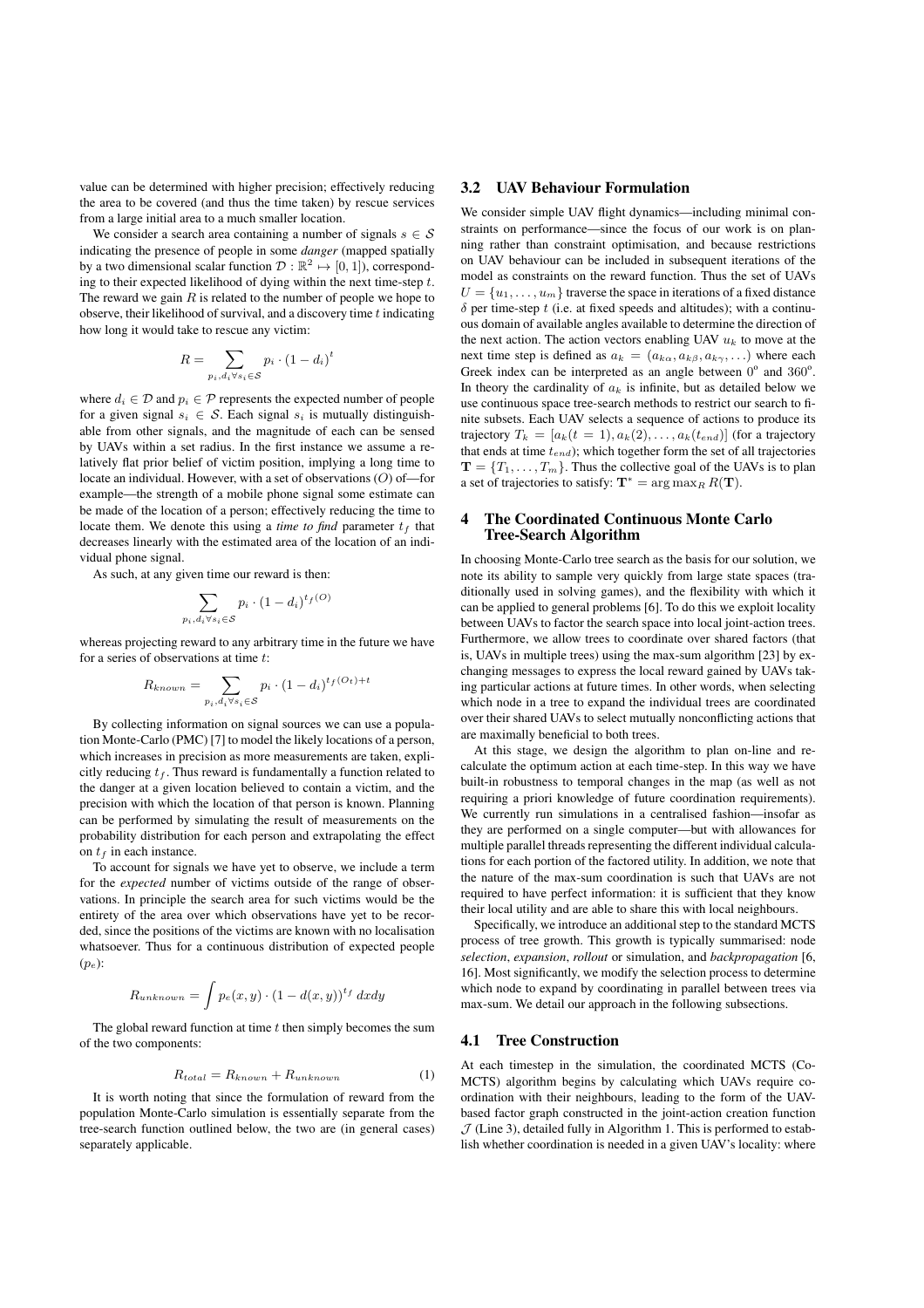value can be determined with higher precision; effectively reducing the area to be covered (and thus the time taken) by rescue services from a large initial area to a much smaller location.

We consider a search area containing a number of signals $s \in \mathcal{S}$ indicating the presence of people in some *danger* (mapped spatially by a two dimensional scalar function $\mathcal{D} : \mathbb{R}^2 \mapsto [0, 1]$), corresponding to their expected likelihood of dying within the next time-step $t$. The reward we gain $R$ is related to the number of people we hope to observe, their likelihood of survival, and a discovery time $t$ indicating how long it would take to rescue any victim:

$$R = \sum_{p_i, d_i \forall s_i \in \mathcal{S}} p_i \cdot (1 - d_i)^t$$

where $d_i \in \mathcal{D}$ and $p_i \in \mathcal{P}$ represents the expected number of people for a given signal $s_i \in \mathcal{S}$. Each signal $s_i$ is mutually distinguishable from other signals, and the magnitude of each can be sensed by UAVs within a set radius. In the first instance we assume a relatively flat prior belief of victim position, implying a long time to locate an individual. However, with a set of observations ($O$) of—for example—the strength of a mobile phone signal some estimate can be made of the location of a person; effectively reducing the time to locate them. We denote this using a *time to find* parameter $t_f$ that decreases linearly with the estimated area of the location of an individual phone signal.

As such, at any given time our reward is then:

$$\sum_{p_i, d_i \forall s_i \in \mathcal{S}} p_i \cdot (1 - d_i)^{t_f(O)}$$

whereas projecting reward to any arbitrary time in the future we have for a series of observations at time $t$:

$$R_{known} = \sum_{p_i, d_i \forall s_i \in \mathcal{S}} p_i \cdot (1 - d_i)^{t_f(O_t) + t}$$

By collecting information on signal sources we can use a population Monte-Carlo (PMC) [7] to model the likely locations of a person, which increases in precision as more measurements are taken, explicitly reducing $t_f$. Thus reward is fundamentally a function related to the danger at a given location believed to contain a victim, and the precision with which the location of that person is known. Planning can be performed by simulating the result of measurements on the probability distribution for each person and extrapolating the effect on $t_f$ in each instance.

To account for signals we have yet to observe, we include a term for the *expected* number of victims outside of the range of observations. In principle the search area for such victims would be the entirety of the area over which observations have yet to be recorded, since the positions of the victims are known with no localisation whatsoever. Thus for a continuous distribution of expected people ($p_e$):

$$R_{unknown} = \int p_e(x, y) \cdot (1 - d(x, y))^{t_f} \, dx dy$$

The global reward function at time $t$ then simply becomes the sum of the two components:

$$R_{total} = R_{known} + R_{unknown} \tag{1}$$

It is worth noting that since the formulation of reward from the population Monte-Carlo simulation is essentially separate from the tree-search function outlined below, the two are (in general cases) separately applicable.

### 3.2 UAV Behaviour Formulation

We consider simple UAV flight dynamics—including minimal constraints on performance—since the focus of our work is on planning rather than constraint optimisation, and because restrictions on UAV behaviour can be included in subsequent iterations of the model as constraints on the reward function. Thus the set of UAVs $U = \{u_1, \ldots, u_m\}$ traverse the space in iterations of a fixed distance $\delta$ per time-step $t$ (i.e. at fixed speeds and altitudes); with a continuous domain of available angles available to determine the direction of the next action. The action vectors enabling UAV $u_k$ to move at the next time step is defined as $a_k = (a_{k\alpha}, a_{k\beta}, a_{k\gamma}, \ldots)$ where each Greek index can be interpreted as an angle between $0^o$ and $360^o$. In theory the cardinality of $a_k$ is infinite, but as detailed below we use continuous space tree-search methods to restrict our search to finite subsets. Each UAV selects a sequence of actions to produce its trajectory $T_k = [a_k(t = 1), a_k(2), \ldots, a_k(t_{end})]$ (for a trajectory that ends at time $t_{end}$); which together form the set of all trajectories $\mathbf{T} = \{T_1, \ldots, T_m\}$. Thus the collective goal of the UAVs is to plan a set of trajectories to satisfy: $\mathbf{T}^* = \arg\max_R R(\mathbf{T})$.

## 4 The Coordinated Continuous Monte Carlo Tree-Search Algorithm

In choosing Monte-Carlo tree search as the basis for our solution, we note its ability to sample very quickly from large state spaces (traditionally used in solving games), and the flexibility with which it can be applied to general problems [6]. To do this we exploit locality between UAVs to factor the search space into local joint-action trees. Furthermore, we allow trees to coordinate over shared factors (that is, UAVs in multiple trees) using the max-sum algorithm [23] by exchanging messages to express the local reward gained by UAVs taking particular actions at future times. In other words, when selecting which node in a tree to expand the individual trees are coordinated over their shared UAVs to select mutually nonconflicting actions that are maximally beneficial to both trees.

At this stage, we design the algorithm to plan on-line and recalculate the optimum action at each time-step. In this way we have built-in robustness to temporal changes in the map (as well as not requiring a priori knowledge of future coordination requirements). We currently run simulations in a centralised fashion—insofar as they are performed on a single computer—but with allowances for multiple parallel threads representing the different individual calculations for each portion of the factored utility. In addition, we note that the nature of the max-sum coordination is such that UAVs are not required to have perfect information: it is sufficient that they know their local utility and are able to share this with local neighbours.

Specifically, we introduce an additional step to the standard MCTS process of tree growth. This growth is typically summarised: node *selection*, *expansion*, *rollout* or simulation, and *backpropagation* [6, 16]. Most significantly, we modify the selection process to determine which node to expand by coordinating in parallel between trees via max-sum. We detail our approach in the following subsections.

### 4.1 Tree Construction

At each timestep in the simulation, the coordinated MCTS (Co-MCTS) algorithm begins by calculating which UAVs require coordination with their neighbours, leading to the form of the UAV-based factor graph constructed in the joint-action creation function $\mathcal{J}$ (Line 3), detailed fully in Algorithm 1. This is performed to establish whether coordination is needed in a given UAV's locality: where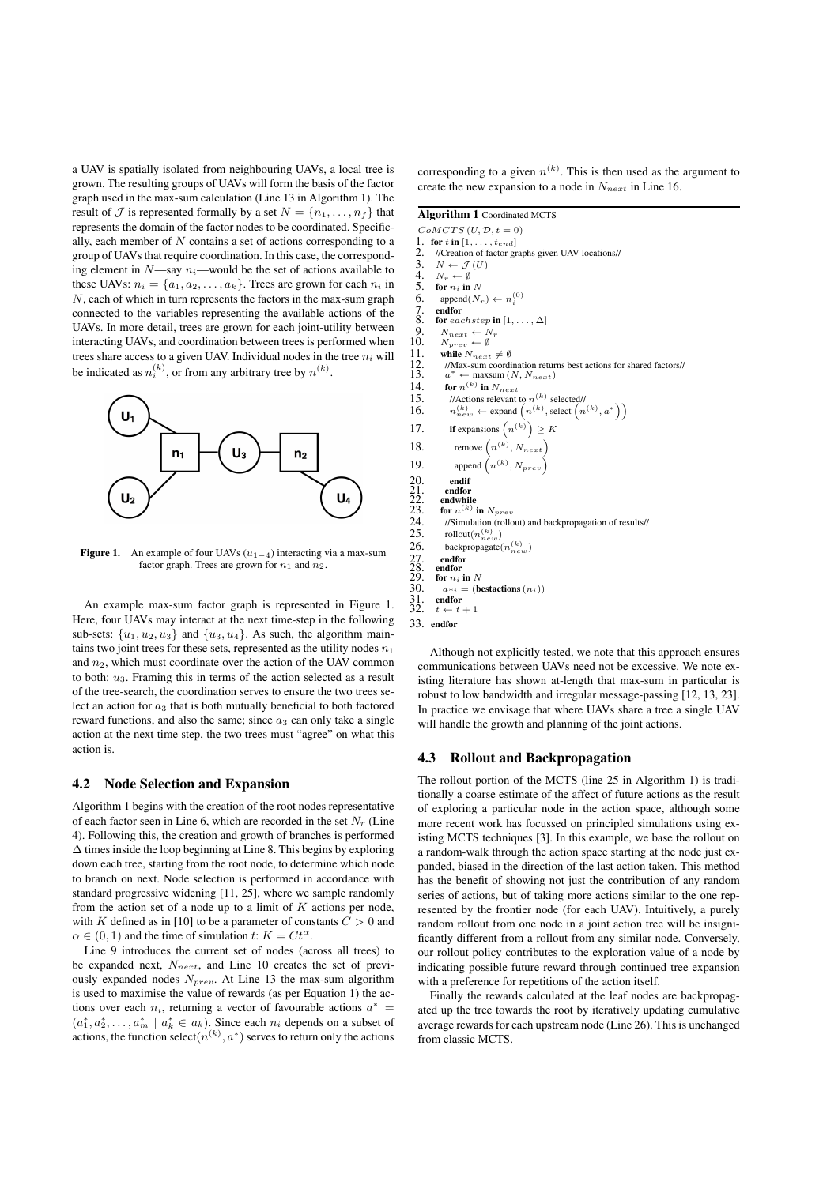a UAV is spatially isolated from neighbouring UAVs, a local tree is grown. The resulting groups of UAVs will form the basis of the factor graph used in the max-sum calculation (Line 13 in Algorithm 1). The result of $\mathcal{J}$ is represented formally by a set $N = \{n_1, \dots, n_f\}$ that represents the domain of the factor nodes to be coordinated. Specifically, each member of $N$ contains a set of actions corresponding to a group of UAVs that require coordination. In this case, the corresponding element in $N$—say $n_i$—would be the set of actions available to these UAVs: $n_i = \{a_1, a_2, \dots, a_k\}$. Trees are grown for each $n_i$ in $N$, each of which in turn represents the factors in the max-sum graph connected to the variables representing the available actions of the UAVs. In more detail, trees are grown for each joint-utility between interacting UAVs, and coordination between trees is performed when trees share access to a given UAV. Individual nodes in the tree $n_i$ will be indicated as $n_i^{(k)}$, or from any arbitrary tree by $n^{(k)}$.

**Figure 1.** An example of four UAVs ($u_{1-4}$) interacting via a max-sum factor graph. Trees are grown for $n_1$ and $n_2$.

An example max-sum factor graph is represented in Figure 1. Here, four UAVs may interact at the next time-step in the following sub-sets: $\{u_1, u_2, u_3\}$ and $\{u_3, u_4\}$. As such, the algorithm maintains two joint trees for these sets, represented as the utility nodes $n_1$ and $n_2$, which must coordinate over the action of the UAV common to both: $u_3$. Framing this in terms of the action selected as a result of the tree-search, the coordination serves to ensure the two trees select an action for $a_3$ that is both mutually beneficial to both factored reward functions, and also the same; since $a_3$ can only take a single action at the next time step, the two trees must "agree" on what this action is.

### 4.2 Node Selection and Expansion

Algorithm 1 begins with the creation of the root nodes representative of each factor seen in Line 6, which are recorded in the set $N_r$ (Line 4). Following this, the creation and growth of branches is performed $\Delta$ times inside the loop beginning at Line 8. This begins by exploring down each tree, starting from the root node, to determine which node to branch on next. Node selection is performed in accordance with standard progressive widening [11, 25], where we sample randomly from the action set of a node up to a limit of $K$ actions per node, with $K$ defined as in [10] to be a parameter of constants $C > 0$ and $\alpha \in (0, 1)$ and the time of simulation $t$: $K = Ct^{\alpha}$.

Line 9 introduces the current set of nodes (across all trees) to be expanded next, $N_{next}$, and Line 10 creates the set of previously expanded nodes $N_{prev}$. At Line 13 the max-sum algorithm is used to maximise the value of rewards (as per Equation 1) the actions over each $n_i$, returning a vector of favourable actions $a^* = (a_1^*, a_2^*, \dots, a_m^* \mid a_k^* \in a_k)$. Since each $n_i$ depends on a subset of actions, the function select$(n^{(k)}, a^*)$ serves to return only the actions corresponding to a given $n^{(k)}$. This is then used as the argument to create the new expansion to a node in $N_{next}$ in Line 16.

**Algorithm 1** Coordinated MCTS

```
    CoMCTS(U, D, t = 0)
1.  for t in [1, ..., t_end]
2.    //Creation of factor graphs given UAV locations//
3.    N ← J(U)
4.    N_r ← ∅
5.    for n_i in N
6.      append(N_r) ← n_i^(0)
7.    endfor
8.    for eachstep in [1, ..., Δ]
9.      N_next ← N_r
10.     N_prev ← ∅
11.     while N_next ≠ ∅
12.       //Max-sum coordination returns best actions for shared factors//
13.       a* ← maxsum(N, N_next)
14.       for n^(k) in N_next
15.         //Actions relevant to n^(k) selected//
16.         n_new^(k) ← expand(n^(k), select(n^(k), a*))
17.         if expansions(n^(k)) ≥ K
18.           remove(n^(k), N_next)
19.           append(n^(k), N_prev)
20.         endif
21.       endfor
22.     endwhile
23.     for n^(k) in N_prev
24.       //Simulation (rollout) and backpropagation of results//
25.       rollout(n_new^(k))
26.       backpropagate(n_new^(k))
27.     endfor
28.   endfor
29.   for n_i in N
30.     a*_i = (bestactions(n_i))
31.   endfor
32.   t ← t + 1
33. endfor
```

Although not explicitly tested, we note that this approach ensures communications between UAVs need not be excessive. We note existing literature has shown at-length that max-sum in particular is robust to low bandwidth and irregular message-passing [12, 13, 23]. In practice we envisage that where UAVs share a tree a single UAV will handle the growth and planning of the joint actions.

### 4.3 Rollout and Backpropagation

The rollout portion of the MCTS (line 25 in Algorithm 1) is traditionally a coarse estimate of the affect of future actions as the result of exploring a particular node in the action space, although some more recent work has focussed on principled simulations using existing MCTS techniques [3]. In this example, we base the rollout on a random-walk through the action space starting at the node just expanded, biased in the direction of the last action taken. This method has the benefit of showing not just the contribution of any random series of actions, but of taking more actions similar to the one represented by the frontier node (for each UAV). Intuitively, a purely random rollout from one node in a joint action tree will be insignificantly different from a rollout from any similar node. Conversely, our rollout policy contributes to the exploration value of a node by indicating possible future reward through continued tree expansion with a preference for repetitions of the action itself.

Finally the rewards calculated at the leaf nodes are backpropagated up the tree towards the root by iteratively updating cumulative average rewards for each upstream node (Line 26). This is unchanged from classic MCTS.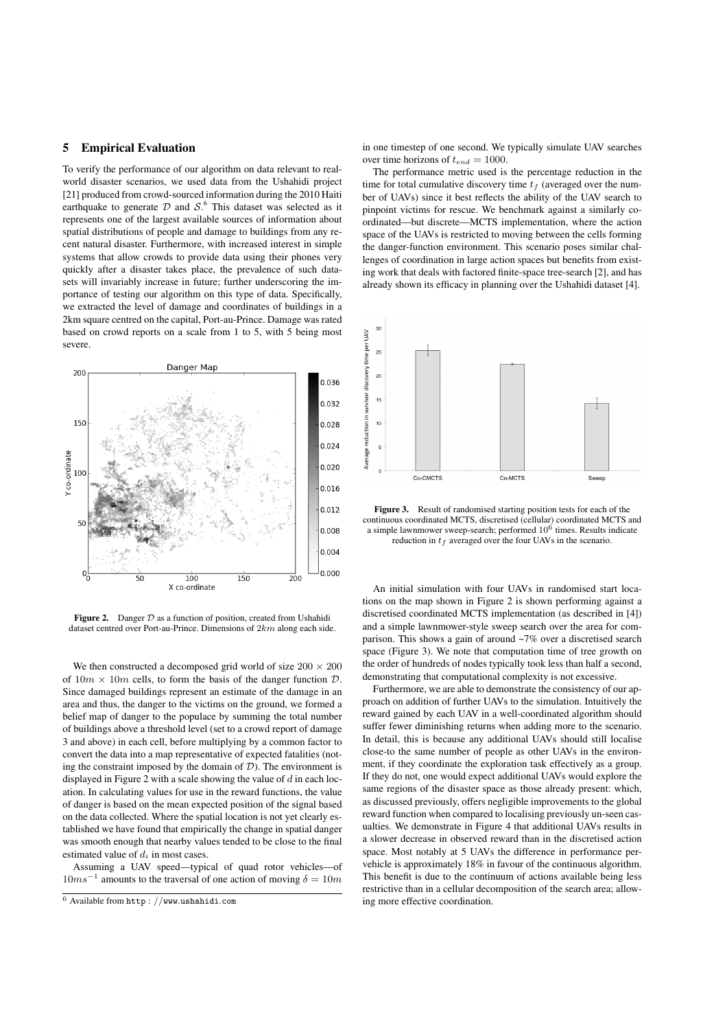## 5 Empirical Evaluation

To verify the performance of our algorithm on data relevant to real-world disaster scenarios, we used data from the Ushahidi project [21] produced from crowd-sourced information during the 2010 Haiti earthquake to generate $\mathcal{D}$ and $\mathcal{S}$.[6] This dataset was selected as it represents one of the largest available sources of information about spatial distributions of people and damage to buildings from any recent natural disaster. Furthermore, with increased interest in simple systems that allow crowds to provide data using their phones very quickly after a disaster takes place, the prevalence of such datasets will invariably increase in future; further underscoring the importance of testing our algorithm on this type of data. Specifically, we extracted the level of damage and coordinates of buildings in a 2km square centred on the capital, Port-au-Prince. Damage was rated based on crowd reports on a scale from 1 to 5, with 5 being most severe.

**Figure 2.** Danger $\mathcal{D}$ as a function of position, created from Ushahidi dataset centred over Port-au-Prince. Dimensions of $2km$ along each side.

We then constructed a decomposed grid world of size $200 \times 200$ of $10m \times 10m$ cells, to form the basis of the danger function $\mathcal{D}$. Since damaged buildings represent an estimate of the damage in an area and thus, the danger to the victims on the ground, we formed a belief map of danger to the populace by summing the total number of buildings above a threshold level (set to a crowd report of damage 3 and above) in each cell, before multiplying by a common factor to convert the data into a map representative of expected fatalities (noting the constraint imposed by the domain of $\mathcal{D}$). The environment is displayed in Figure 2 with a scale showing the value of $d$ in each location. In calculating values for use in the reward functions, the value of danger is based on the mean expected position of the signal based on the data collected. Where the spatial location is not yet clearly established we have found that empirically the change in spatial danger was smooth enough that nearby values tended to be close to the final estimated value of $d_i$ in most cases.

Assuming a UAV speed—typical of quad rotor vehicles—of $10ms^{-1}$ amounts to the traversal of one action of moving $\delta = 10m$ in one timestep of one second. We typically simulate UAV searches over time horizons of $t_{end} = 1000$.

The performance metric used is the percentage reduction in the time for total cumulative discovery time $t_f$ (averaged over the number of UAVs) since it best reflects the ability of the UAV search to pinpoint victims for rescue. We benchmark against a similarly co-ordinated—but discrete—MCTS implementation, where the action space of the UAVs is restricted to moving between the cells forming the danger-function environment. This scenario poses similar challenges of coordination in large action spaces but benefits from existing work that deals with factored finite-space tree-search [2], and has already shown its efficacy in planning over the Ushahidi dataset [4].

**Figure 3.** Result of randomised starting position tests for each of the continuous coordinated MCTS, discretised (cellular) coordinated MCTS and a simple lawnmower sweep-search; performed $10^6$ times. Results indicate reduction in $t_f$ averaged over the four UAVs in the scenario.

An initial simulation with four UAVs in randomised start locations on the map shown in Figure 2 is shown performing against a discretised coordinated MCTS implementation (as described in [4]) and a simple lawnmower-style sweep search over the area for comparison. This shows a gain of around ~7% over a discretised search space (Figure 3). We note that computation time of tree growth on the order of hundreds of nodes typically took less than half a second, demonstrating that computational complexity is not excessive.

Furthermore, we are able to demonstrate the consistency of our approach on addition of further UAVs to the simulation. Intuitively the reward gained by each UAV in a well-coordinated algorithm should suffer fewer diminishing returns when adding more to the scenario. In detail, this is because any additional UAVs should still localise close-to the same number of people as other UAVs in the environment, if they coordinate the exploration task effectively as a group. If they do not, one would expect additional UAVs would explore the same regions of the disaster space as those already present: which, as discussed previously, offers negligible improvements to the global reward function when compared to localising previously un-seen casualties. We demonstrate in Figure 4 that additional UAVs results in a slower decrease in observed reward than in the discretised action space. Most notably at 5 UAVs the difference in performance per-vehicle is approximately 18% in favour of the continuous algorithm. This benefit is due to the continuum of actions available being less restrictive than in a cellular decomposition of the search area; allowing more effective coordination.

[6] Available from http : //www.ushahidi.com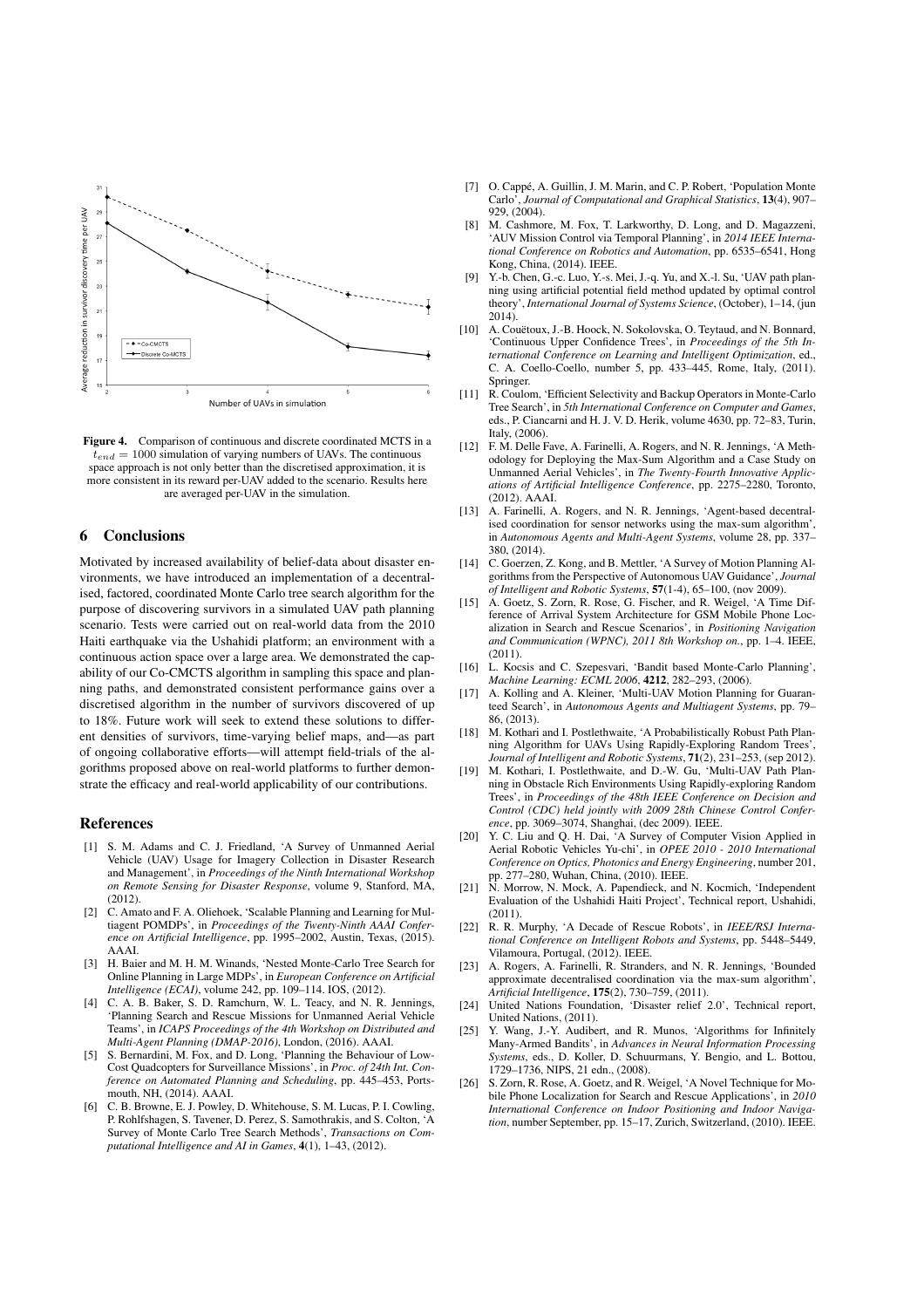Average reduction in survivor discovery time per UAV

31
29
27
25
23
21
19
17
15

Co-CMCTS
Discrete Co-MCTS

2
3
4
5
6

Number of UAVs in simulation

**Figure 4.** Comparison of continuous and discrete coordinated MCTS in a $t_{end} = 1000$ simulation of varying numbers of UAVs. The continuous space approach is not only better than the discretised approximation, it is more consistent in its reward per-UAV added to the scenario. Results here are averaged per-UAV in the simulation.

## 6 Conclusions

Motivated by increased availability of belief-data about disaster environments, we have introduced an implementation of a decentralised, factored, coordinated Monte Carlo tree search algorithm for the purpose of discovering survivors in a simulated UAV path planning scenario. Tests were carried out on real-world data from the 2010 Haiti earthquake via the Ushahidi platform; an environment with a continuous action space over a large area. We demonstrated the capability of our Co-CMCTS algorithm in sampling this space and planning paths, and demonstrated consistent performance gains over a discretised algorithm in the number of survivors discovered of up to 18%. Future work will seek to extend these solutions to different densities of survivors, time-varying belief maps, and—as part of ongoing collaborative efforts—will attempt field-trials of the algorithms proposed above on real-world platforms to further demonstrate the efficacy and real-world applicability of our contributions.

## References

[1] S. M. Adams and C. J. Friedland, 'A Survey of Unmanned Aerial Vehicle (UAV) Usage for Imagery Collection in Disaster Research and Management', in *Proceedings of the Ninth International Workshop on Remote Sensing for Disaster Response*, volume 9, Stanford, MA, (2012).

[2] C. Amato and F. A. Oliehoek, 'Scalable Planning and Learning for Multiagent POMDPs', in *Proceedings of the Twenty-Ninth AAAI Conference on Artificial Intelligence*, pp. 1995–2002, Austin, Texas, (2015). AAAI.

[3] H. Baier and M. H. M. Winands, 'Nested Monte-Carlo Tree Search for Online Planning in Large MDPs', in *European Conference on Artificial Intelligence (ECAI)*, volume 242, pp. 109–114. IOS, (2012).

[4] C. A. B. Baker, S. D. Ramchurn, W. L. Teacy, and N. R. Jennings, 'Planning Search and Rescue Missions for Unmanned Aerial Vehicle Teams', in *ICAPS Proceedings of the 4th Workshop on Distributed and Multi-Agent Planning (DMAP-2016)*, London, (2016). AAAI.

[5] S. Bernardini, M. Fox, and D. Long, 'Planning the Behaviour of Low-Cost Quadcopters for Surveillance Missions', in *Proc. of 24th Int. Conference on Automated Planning and Scheduling*, pp. 445–453, Portsmouth, NH, (2014). AAAI.

[6] C. B. Browne, E. J. Powley, D. Whitehouse, S. M. Lucas, P. I. Cowling, P. Rohlfshagen, S. Tavener, D. Perez, S. Samothrakis, and S. Colton, 'A Survey of Monte Carlo Tree Search Methods', *Transactions on Computational Intelligence and AI in Games*, **4**(1), 1–43, (2012).

[7] O. Cappé, A. Guillin, J. M. Marin, and C. P. Robert, 'Population Monte Carlo', *Journal of Computational and Graphical Statistics*, **13**(4), 907–929, (2004).

[8] M. Cashmore, M. Fox, T. Larkworthy, D. Long, and D. Magazzeni, 'AUV Mission Control via Temporal Planning', in *2014 IEEE International Conference on Robotics and Automation*, pp. 6535–6541, Hong Kong, China, (2014). IEEE.

[9] Y.-b. Chen, G.-c. Luo, Y.-s. Mei, J.-q. Yu, and X.-l. Su, 'UAV path planning using artificial potential field method updated by optimal control theory', *International Journal of Systems Science*, (October), 1–14, (jun 2014).

[10] A. Couëtoux, J.-B. Hoock, N. Sokolovska, O. Teytaud, and N. Bonnard, 'Continuous Upper Confidence Trees', in *Proceedings of the 5th International Conference on Learning and Intelligent Optimization*, ed., C. A. Coello-Coello, number 5, pp. 433–445, Rome, Italy, (2011). Springer.

[11] R. Coulom, 'Efficient Selectivity and Backup Operators in Monte-Carlo Tree Search', in *5th International Conference on Computer and Games*, eds., P. Ciancarni and H. J. V. D. Herik, volume 4630, pp. 72–83, Turin, Italy, (2006).

[12] F. M. Delle Fave, A. Farinelli, A. Rogers, and N. R. Jennings, 'A Methodology for Deploying the Max-Sum Algorithm and a Case Study on Unmanned Aerial Vehicles', in *The Twenty-Fourth Innovative Applications of Artificial Intelligence Conference*, pp. 2275–2280, Toronto, (2012). AAAI.

[13] A. Farinelli, A. Rogers, and N. R. Jennings, 'Agent-based decentralised coordination for sensor networks using the max-sum algorithm', in *Autonomous Agents and Multi-Agent Systems*, volume 28, pp. 337–380, (2014).

[14] C. Goerzen, Z. Kong, and B. Mettler, 'A Survey of Motion Planning Algorithms from the Perspective of Autonomous UAV Guidance', *Journal of Intelligent and Robotic Systems*, **57**(1-4), 65–100, (nov 2009).

[15] A. Goetz, S. Zorn, R. Rose, G. Fischer, and R. Weigel, 'A Time Difference of Arrival System Architecture for GSM Mobile Phone Localization in Search and Rescue Scenarios', in *Positioning Navigation and Communication (WPNC), 2011 8th Workshop on.*, pp. 1–4. IEEE, (2011).

[16] L. Kocsis and C. Szepesvari, 'Bandit based Monte-Carlo Planning', *Machine Learning: ECML 2006*, **4212**, 282–293, (2006).

[17] A. Kolling and A. Kleiner, 'Multi-UAV Motion Planning for Guaranteed Search', in *Autonomous Agents and Multiagent Systems*, pp. 79–86, (2013).

[18] M. Kothari and I. Postlethwaite, 'A Probabilistically Robust Path Planning Algorithm for UAVs Using Rapidly-Exploring Random Trees', *Journal of Intelligent and Robotic Systems*, **71**(2), 231–253, (sep 2012).

[19] M. Kothari, I. Postlethwaite, and D.-W. Gu, 'Multi-UAV Path Planning in Obstacle Rich Environments Using Rapidly-exploring Random Trees', in *Proceedings of the 48th IEEE Conference on Decision and Control (CDC) held jointly with 2009 28th Chinese Control Conference*, pp. 3069–3074, Shanghai, (dec 2009). IEEE.

[20] Y. C. Liu and Q. H. Dai, 'A Survey of Computer Vision Applied in Aerial Robotic Vehicles Yu-chi', in *OPEE 2010 - 2010 International Conference on Optics, Photonics and Energy Engineering*, number 201, pp. 277–280, Wuhan, China, (2010). IEEE.

[21] N. Morrow, N. Mock, A. Papendieck, and N. Kocmich, 'Independent Evaluation of the Ushahidi Haiti Project', Technical report, Ushahidi, (2011).

[22] R. R. Murphy, 'A Decade of Rescue Robots', in *IEEE/RSJ International Conference on Intelligent Robots and Systems*, pp. 5448–5449, Vilamoura, Portugal, (2012). IEEE.

[23] A. Rogers, A. Farinelli, R. Stranders, and N. R. Jennings, 'Bounded approximate decentralised coordination via the max-sum algorithm', *Artificial Intelligence*, **175**(2), 730–759, (2011).

[24] United Nations Foundation, 'Disaster relief 2.0', Technical report, United Nations, (2011).

[25] Y. Wang, J.-Y. Audibert, and R. Munos, 'Algorithms for Infinitely Many-Armed Bandits', in *Advances in Neural Information Processing Systems*, eds., D. Koller, D. Schuurmans, Y. Bengio, and L. Bottou, 1729–1736, NIPS, 21 edn., (2008).

[26] S. Zorn, R. Rose, A. Goetz, and R. Weigel, 'A Novel Technique for Mobile Phone Localization for Search and Rescue Applications', in *2010 International Conference on Indoor Positioning and Indoor Navigation*, number September, pp. 15–17, Zurich, Switzerland, (2010). IEEE.